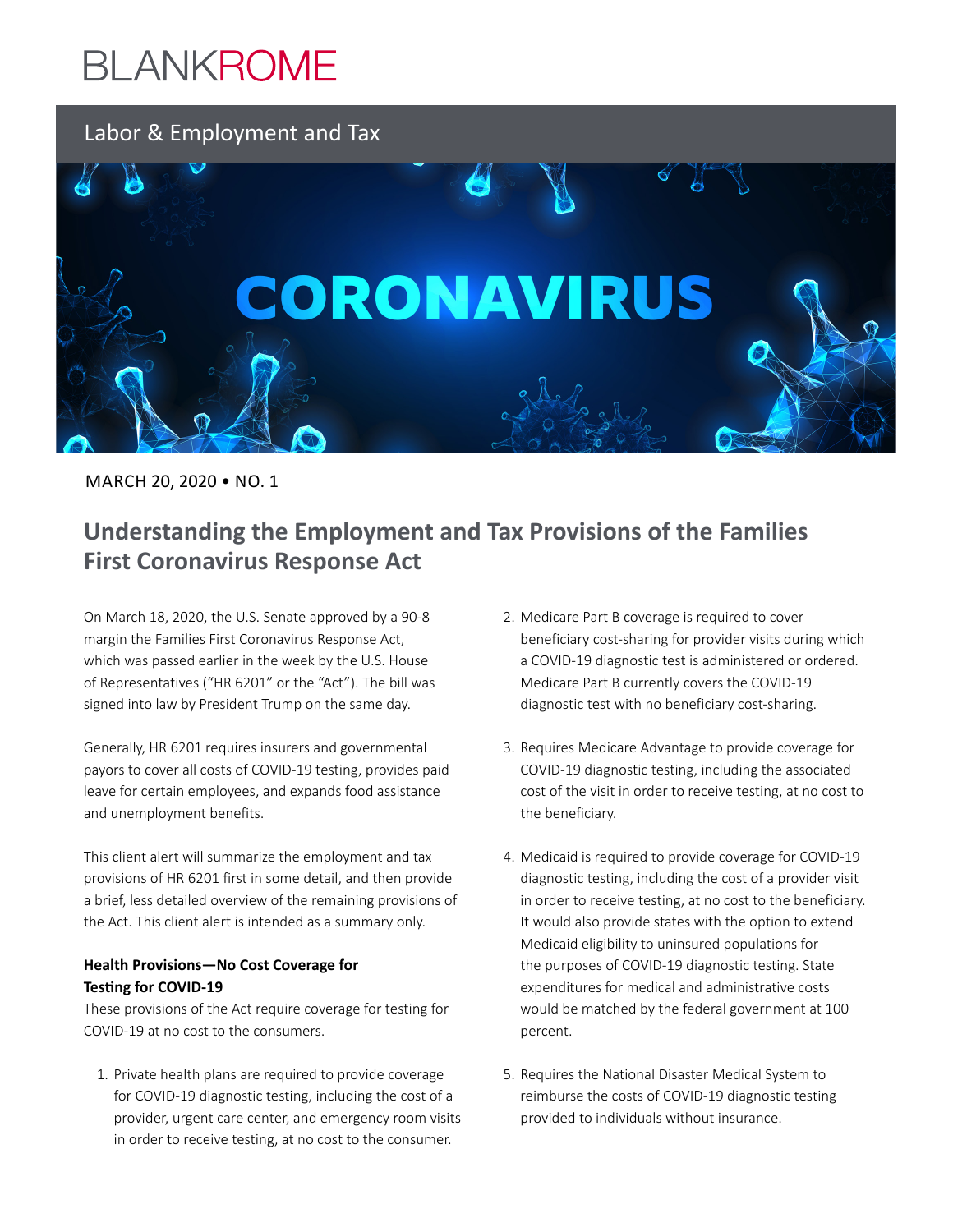BLANKROME

Labor & Employment and Tax

CORONAVIRUS

MARCH 20, 2020 • NO. 1

# Understanding the Employment and Tax Provisions of the Families First Coronavirus Response Act

On March 18, 2020, the U.S. Senate approved by a 90-8 margin the Families First Coronavirus Response Act, which was passed earlier in the week by the U.S. House of Representatives ("HR 6201" or the "Act"). The bill was signed into law by President Trump on the same day.

Generally, HR 6201 requires insurers and governmental payors to cover all costs of COVID-19 testing, provides paid leave for certain employees, and expands food assistance and unemployment benefits.

This client alert will summarize the employment and tax provisions of HR 6201 first in some detail, and then provide a brief, less detailed overview of the remaining provisions of the Act. This client alert is intended as a summary only.

**Health Provisions—No Cost Coverage for Testing for COVID-19**

These provisions of the Act require coverage for testing for COVID-19 at no cost to the consumers.

1. Private health plans are required to provide coverage for COVID-19 diagnostic testing, including the cost of a provider, urgent care center, and emergency room visits in order to receive testing, at no cost to the consumer.

2. Medicare Part B coverage is required to cover beneficiary cost-sharing for provider visits during which a COVID-19 diagnostic test is administered or ordered. Medicare Part B currently covers the COVID-19 diagnostic test with no beneficiary cost-sharing.

3. Requires Medicare Advantage to provide coverage for COVID-19 diagnostic testing, including the associated cost of the visit in order to receive testing, at no cost to the beneficiary.

4. Medicaid is required to provide coverage for COVID-19 diagnostic testing, including the cost of a provider visit in order to receive testing, at no cost to the beneficiary. It would also provide states with the option to extend Medicaid eligibility to uninsured populations for the purposes of COVID-19 diagnostic testing. State expenditures for medical and administrative costs would be matched by the federal government at 100 percent.

5. Requires the National Disaster Medical System to reimburse the costs of COVID-19 diagnostic testing provided to individuals without insurance.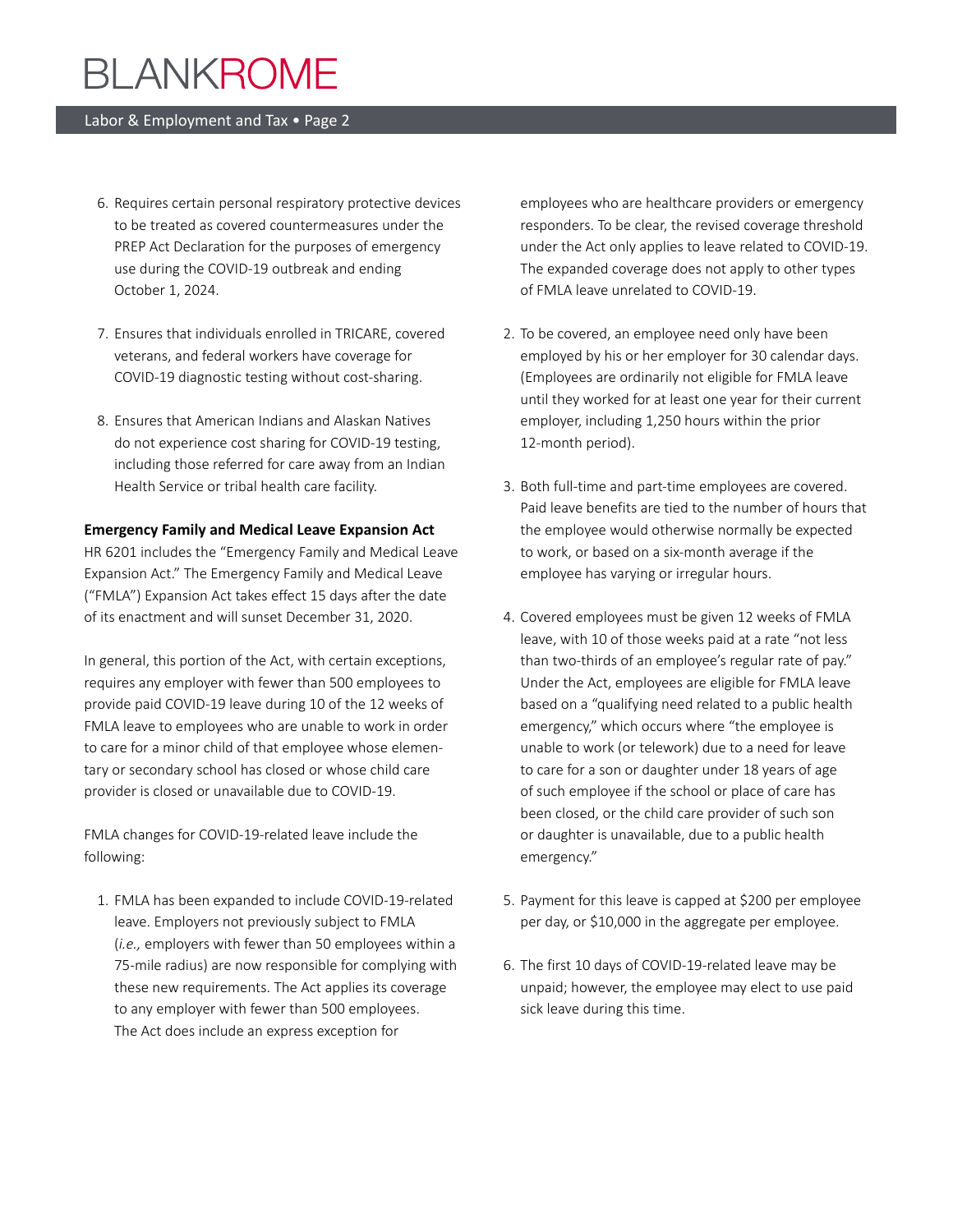6. Requires certain personal respiratory protective devices to be treated as covered countermeasures under the PREP Act Declaration for the purposes of emergency use during the COVID-19 outbreak and ending October 1, 2024.

7. Ensures that individuals enrolled in TRICARE, covered veterans, and federal workers have coverage for COVID-19 diagnostic testing without cost-sharing.

8. Ensures that American Indians and Alaskan Natives do not experience cost sharing for COVID-19 testing, including those referred for care away from an Indian Health Service or tribal health care facility.

**Emergency Family and Medical Leave Expansion Act**
HR 6201 includes the "Emergency Family and Medical Leave Expansion Act." The Emergency Family and Medical Leave ("FMLA") Expansion Act takes effect 15 days after the date of its enactment and will sunset December 31, 2020.

In general, this portion of the Act, with certain exceptions, requires any employer with fewer than 500 employees to provide paid COVID-19 leave during 10 of the 12 weeks of FMLA leave to employees who are unable to work in order to care for a minor child of that employee whose elementary or secondary school has closed or whose child care provider is closed or unavailable due to COVID-19.

FMLA changes for COVID-19-related leave include the following:

1. FMLA has been expanded to include COVID-19-related leave. Employers not previously subject to FMLA (*i.e.,* employers with fewer than 50 employees within a 75-mile radius) are now responsible for complying with these new requirements. The Act applies its coverage to any employer with fewer than 500 employees. The Act does include an express exception for employees who are healthcare providers or emergency responders. To be clear, the revised coverage threshold under the Act only applies to leave related to COVID-19. The expanded coverage does not apply to other types of FMLA leave unrelated to COVID-19.

2. To be covered, an employee need only have been employed by his or her employer for 30 calendar days. (Employees are ordinarily not eligible for FMLA leave until they worked for at least one year for their current employer, including 1,250 hours within the prior 12-month period).

3. Both full-time and part-time employees are covered. Paid leave benefits are tied to the number of hours that the employee would otherwise normally be expected to work, or based on a six-month average if the employee has varying or irregular hours.

4. Covered employees must be given 12 weeks of FMLA leave, with 10 of those weeks paid at a rate "not less than two-thirds of an employee's regular rate of pay." Under the Act, employees are eligible for FMLA leave based on a "qualifying need related to a public health emergency," which occurs where "the employee is unable to work (or telework) due to a need for leave to care for a son or daughter under 18 years of age of such employee if the school or place of care has been closed, or the child care provider of such son or daughter is unavailable, due to a public health emergency."

5. Payment for this leave is capped at $200 per employee per day, or $10,000 in the aggregate per employee.

6. The first 10 days of COVID-19-related leave may be unpaid; however, the employee may elect to use paid sick leave during this time.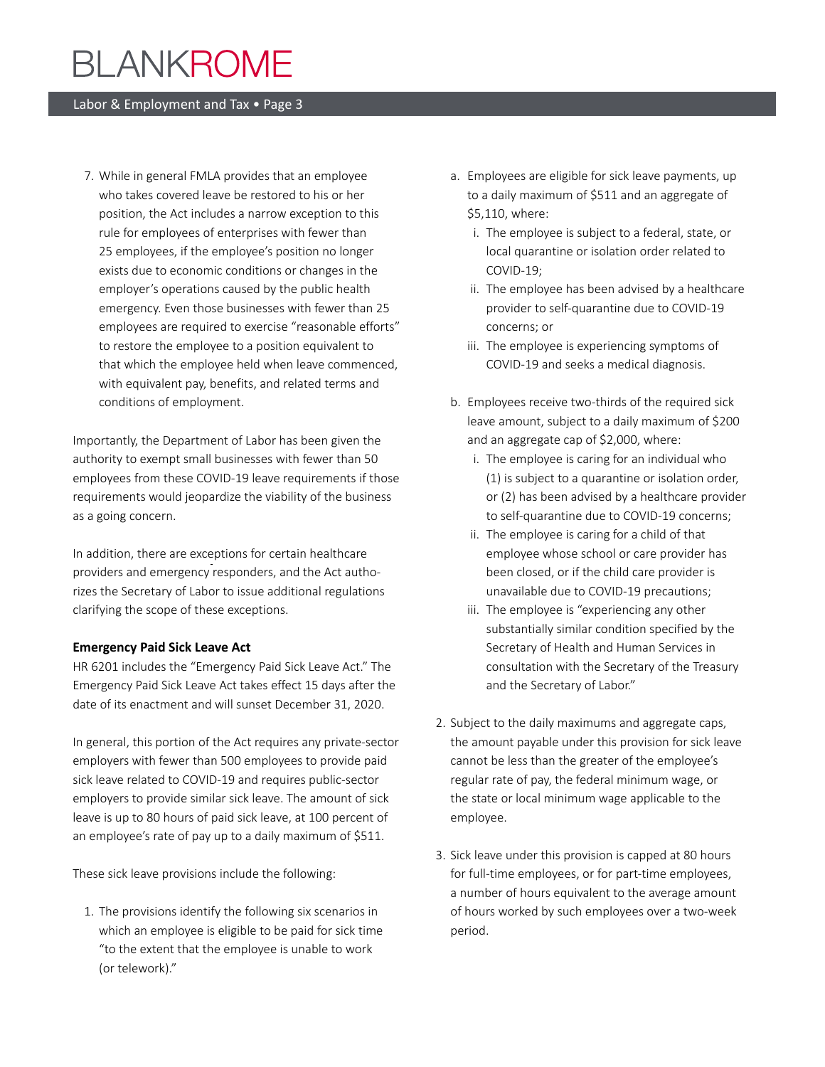7. While in general FMLA provides that an employee who takes covered leave be restored to his or her position, the Act includes a narrow exception to this rule for employees of enterprises with fewer than 25 employees, if the employee's position no longer exists due to economic conditions or changes in the employer's operations caused by the public health emergency. Even those businesses with fewer than 25 employees are required to exercise "reasonable efforts" to restore the employee to a position equivalent to that which the employee held when leave commenced, with equivalent pay, benefits, and related terms and conditions of employment.

Importantly, the Department of Labor has been given the authority to exempt small businesses with fewer than 50 employees from these COVID-19 leave requirements if those requirements would jeopardize the viability of the business as a going concern.

In addition, there are exceptions for certain healthcare providers and emergency responders, and the Act authorizes the Secretary of Labor to issue additional regulations clarifying the scope of these exceptions.

**Emergency Paid Sick Leave Act**

HR 6201 includes the "Emergency Paid Sick Leave Act." The Emergency Paid Sick Leave Act takes effect 15 days after the date of its enactment and will sunset December 31, 2020.

In general, this portion of the Act requires any private-sector employers with fewer than 500 employees to provide paid sick leave related to COVID-19 and requires public-sector employers to provide similar sick leave. The amount of sick leave is up to 80 hours of paid sick leave, at 100 percent of an employee's rate of pay up to a daily maximum of $511.

These sick leave provisions include the following:

1. The provisions identify the following six scenarios in which an employee is eligible to be paid for sick time "to the extent that the employee is unable to work (or telework)."
   a. Employees are eligible for sick leave payments, up to a daily maximum of $511 and an aggregate of $5,110, where:
      i. The employee is subject to a federal, state, or local quarantine or isolation order related to COVID-19;
      ii. The employee has been advised by a healthcare provider to self-quarantine due to COVID-19 concerns; or
      iii. The employee is experiencing symptoms of COVID-19 and seeks a medical diagnosis.
   b. Employees receive two-thirds of the required sick leave amount, subject to a daily maximum of $200 and an aggregate cap of $2,000, where:
      i. The employee is caring for an individual who (1) is subject to a quarantine or isolation order, or (2) has been advised by a healthcare provider to self-quarantine due to COVID-19 concerns;
      ii. The employee is caring for a child of that employee whose school or care provider has been closed, or if the child care provider is unavailable due to COVID-19 precautions;
      iii. The employee is "experiencing any other substantially similar condition specified by the Secretary of Health and Human Services in consultation with the Secretary of the Treasury and the Secretary of Labor."
2. Subject to the daily maximums and aggregate caps, the amount payable under this provision for sick leave cannot be less than the greater of the employee's regular rate of pay, the federal minimum wage, or the state or local minimum wage applicable to the employee.
3. Sick leave under this provision is capped at 80 hours for full-time employees, or for part-time employees, a number of hours equivalent to the average amount of hours worked by such employees over a two-week period.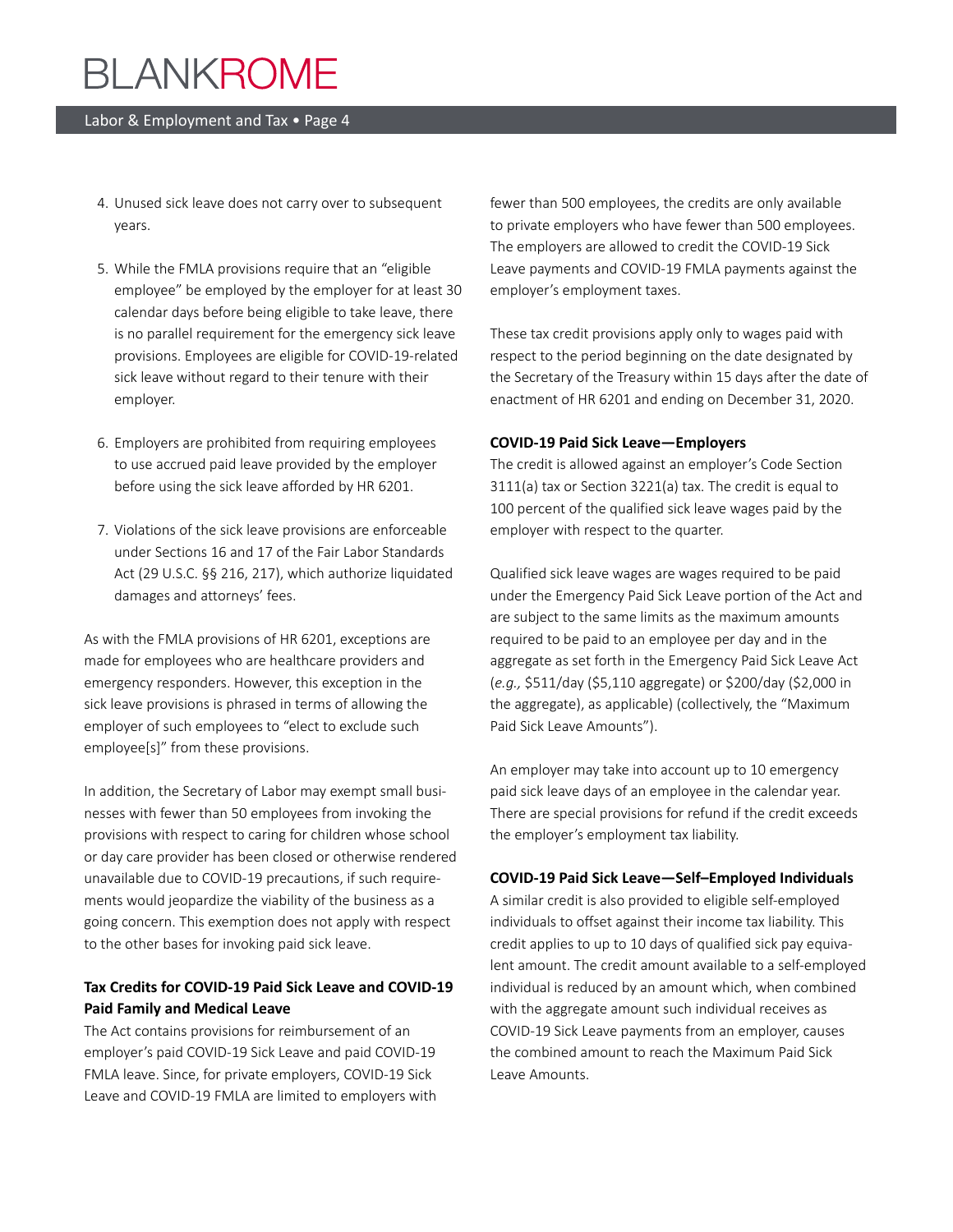4. Unused sick leave does not carry over to subsequent years.

5. While the FMLA provisions require that an "eligible employee" be employed by the employer for at least 30 calendar days before being eligible to take leave, there is no parallel requirement for the emergency sick leave provisions. Employees are eligible for COVID-19-related sick leave without regard to their tenure with their employer.

6. Employers are prohibited from requiring employees to use accrued paid leave provided by the employer before using the sick leave afforded by HR 6201.

7. Violations of the sick leave provisions are enforceable under Sections 16 and 17 of the Fair Labor Standards Act (29 U.S.C. §§ 216, 217), which authorize liquidated damages and attorneys' fees.

As with the FMLA provisions of HR 6201, exceptions are made for employees who are healthcare providers and emergency responders. However, this exception in the sick leave provisions is phrased in terms of allowing the employer of such employees to "elect to exclude such employee[s]" from these provisions.

In addition, the Secretary of Labor may exempt small businesses with fewer than 50 employees from invoking the provisions with respect to caring for children whose school or day care provider has been closed or otherwise rendered unavailable due to COVID-19 precautions, if such requirements would jeopardize the viability of the business as a going concern. This exemption does not apply with respect to the other bases for invoking paid sick leave.

**Tax Credits for COVID-19 Paid Sick Leave and COVID-19 Paid Family and Medical Leave**

The Act contains provisions for reimbursement of an employer's paid COVID-19 Sick Leave and paid COVID-19 FMLA leave. Since, for private employers, COVID-19 Sick Leave and COVID-19 FMLA are limited to employers with fewer than 500 employees, the credits are only available to private employers who have fewer than 500 employees. The employers are allowed to credit the COVID-19 Sick Leave payments and COVID-19 FMLA payments against the employer's employment taxes.

These tax credit provisions apply only to wages paid with respect to the period beginning on the date designated by the Secretary of the Treasury within 15 days after the date of enactment of HR 6201 and ending on December 31, 2020.

**COVID-19 Paid Sick Leave—Employers**

The credit is allowed against an employer's Code Section 3111(a) tax or Section 3221(a) tax. The credit is equal to 100 percent of the qualified sick leave wages paid by the employer with respect to the quarter.

Qualified sick leave wages are wages required to be paid under the Emergency Paid Sick Leave portion of the Act and are subject to the same limits as the maximum amounts required to be paid to an employee per day and in the aggregate as set forth in the Emergency Paid Sick Leave Act (*e.g.,* $511/day ($5,110 aggregate) or $200/day ($2,000 in the aggregate), as applicable) (collectively, the "Maximum Paid Sick Leave Amounts").

An employer may take into account up to 10 emergency paid sick leave days of an employee in the calendar year. There are special provisions for refund if the credit exceeds the employer's employment tax liability.

**COVID-19 Paid Sick Leave—Self–Employed Individuals**

A similar credit is also provided to eligible self-employed individuals to offset against their income tax liability. This credit applies to up to 10 days of qualified sick pay equivalent amount. The credit amount available to a self-employed individual is reduced by an amount which, when combined with the aggregate amount such individual receives as COVID-19 Sick Leave payments from an employer, causes the combined amount to reach the Maximum Paid Sick Leave Amounts.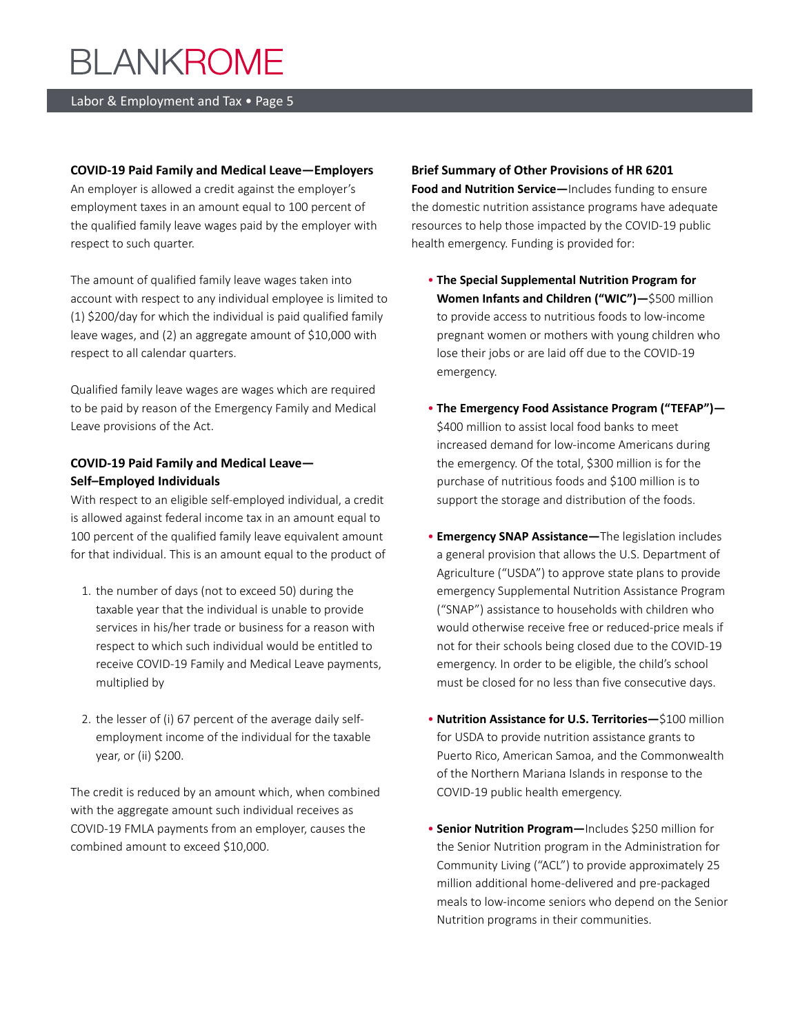### COVID-19 Paid Family and Medical Leave—Employers

An employer is allowed a credit against the employer's employment taxes in an amount equal to 100 percent of the qualified family leave wages paid by the employer with respect to such quarter.

The amount of qualified family leave wages taken into account with respect to any individual employee is limited to (1) $200/day for which the individual is paid qualified family leave wages, and (2) an aggregate amount of $10,000 with respect to all calendar quarters.

Qualified family leave wages are wages which are required to be paid by reason of the Emergency Family and Medical Leave provisions of the Act.

### COVID-19 Paid Family and Medical Leave—Self–Employed Individuals

With respect to an eligible self-employed individual, a credit is allowed against federal income tax in an amount equal to 100 percent of the qualified family leave equivalent amount for that individual. This is an amount equal to the product of

1. the number of days (not to exceed 50) during the taxable year that the individual is unable to provide services in his/her trade or business for a reason with respect to which such individual would be entitled to receive COVID-19 Family and Medical Leave payments, multiplied by
2. the lesser of (i) 67 percent of the average daily self-employment income of the individual for the taxable year, or (ii) $200.

The credit is reduced by an amount which, when combined with the aggregate amount such individual receives as COVID-19 FMLA payments from an employer, causes the combined amount to exceed $10,000.

### Brief Summary of Other Provisions of HR 6201

**Food and Nutrition Service—**Includes funding to ensure the domestic nutrition assistance programs have adequate resources to help those impacted by the COVID-19 public health emergency. Funding is provided for:

- **The Special Supplemental Nutrition Program for Women Infants and Children ("WIC")—**$500 million to provide access to nutritious foods to low-income pregnant women or mothers with young children who lose their jobs or are laid off due to the COVID-19 emergency.
- **The Emergency Food Assistance Program ("TEFAP")—** $400 million to assist local food banks to meet increased demand for low-income Americans during the emergency. Of the total, $300 million is for the purchase of nutritious foods and $100 million is to support the storage and distribution of the foods.
- **Emergency SNAP Assistance—**The legislation includes a general provision that allows the U.S. Department of Agriculture ("USDA") to approve state plans to provide emergency Supplemental Nutrition Assistance Program ("SNAP") assistance to households with children who would otherwise receive free or reduced-price meals if not for their schools being closed due to the COVID-19 emergency. In order to be eligible, the child's school must be closed for no less than five consecutive days.
- **Nutrition Assistance for U.S. Territories—**$100 million for USDA to provide nutrition assistance grants to Puerto Rico, American Samoa, and the Commonwealth of the Northern Mariana Islands in response to the COVID-19 public health emergency.
- **Senior Nutrition Program—**Includes $250 million for the Senior Nutrition program in the Administration for Community Living ("ACL") to provide approximately 25 million additional home-delivered and pre-packaged meals to low-income seniors who depend on the Senior Nutrition programs in their communities.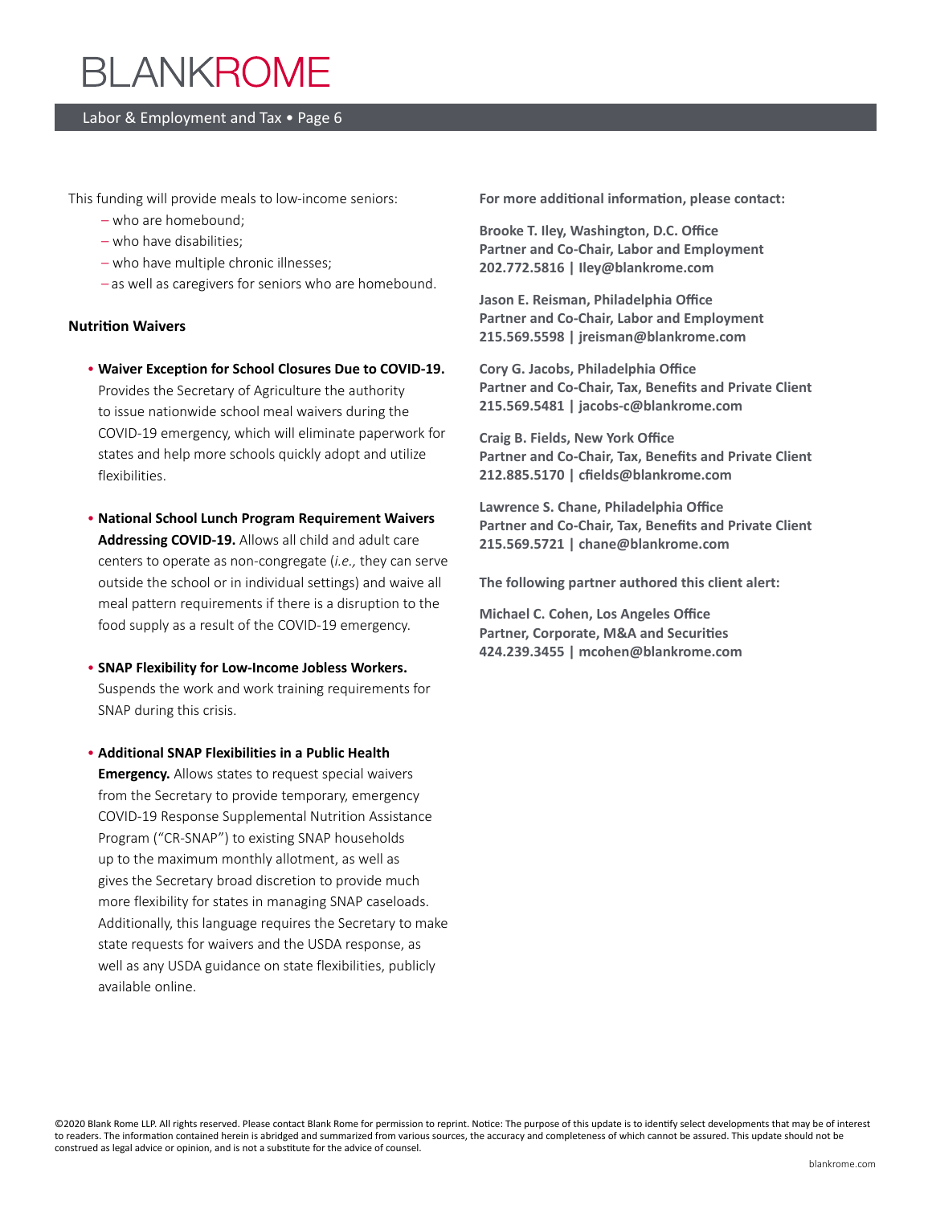This funding will provide meals to low-income seniors:

- who are homebound;
- who have disabilities;
- who have multiple chronic illnesses;
- as well as caregivers for seniors who are homebound.

**Nutrition Waivers**

- **Waiver Exception for School Closures Due to COVID-19.** Provides the Secretary of Agriculture the authority to issue nationwide school meal waivers during the COVID-19 emergency, which will eliminate paperwork for states and help more schools quickly adopt and utilize flexibilities.

- **National School Lunch Program Requirement Waivers Addressing COVID-19.** Allows all child and adult care centers to operate as non-congregate (*i.e.,* they can serve outside the school or in individual settings) and waive all meal pattern requirements if there is a disruption to the food supply as a result of the COVID-19 emergency.

- **SNAP Flexibility for Low-Income Jobless Workers.** Suspends the work and work training requirements for SNAP during this crisis.

- **Additional SNAP Flexibilities in a Public Health Emergency.** Allows states to request special waivers from the Secretary to provide temporary, emergency COVID-19 Response Supplemental Nutrition Assistance Program ("CR-SNAP") to existing SNAP households up to the maximum monthly allotment, as well as gives the Secretary broad discretion to provide much more flexibility for states in managing SNAP caseloads. Additionally, this language requires the Secretary to make state requests for waivers and the USDA response, as well as any USDA guidance on state flexibilities, publicly available online.

**For more additional information, please contact:**

**Brooke T. Iley, Washington, D.C. Office**
**Partner and Co-Chair, Labor and Employment**
**202.772.5816 | Iley@blankrome.com**

**Jason E. Reisman, Philadelphia Office**
**Partner and Co-Chair, Labor and Employment**
**215.569.5598 | jreisman@blankrome.com**

**Cory G. Jacobs, Philadelphia Office**
**Partner and Co-Chair, Tax, Benefits and Private Client**
**215.569.5481 | jacobs-c@blankrome.com**

**Craig B. Fields, New York Office**
**Partner and Co-Chair, Tax, Benefits and Private Client**
**212.885.5170 | cfields@blankrome.com**

**Lawrence S. Chane, Philadelphia Office**
**Partner and Co-Chair, Tax, Benefits and Private Client**
**215.569.5721 | chane@blankrome.com**

**The following partner authored this client alert:**

**Michael C. Cohen, Los Angeles Office**
**Partner, Corporate, M&A and Securities**
**424.239.3455 | mcohen@blankrome.com**

©2020 Blank Rome LLP. All rights reserved. Please contact Blank Rome for permission to reprint. Notice: The purpose of this update is to identify select developments that may be of interest to readers. The information contained herein is abridged and summarized from various sources, the accuracy and completeness of which cannot be assured. This update should not be construed as legal advice or opinion, and is not a substitute for the advice of counsel.